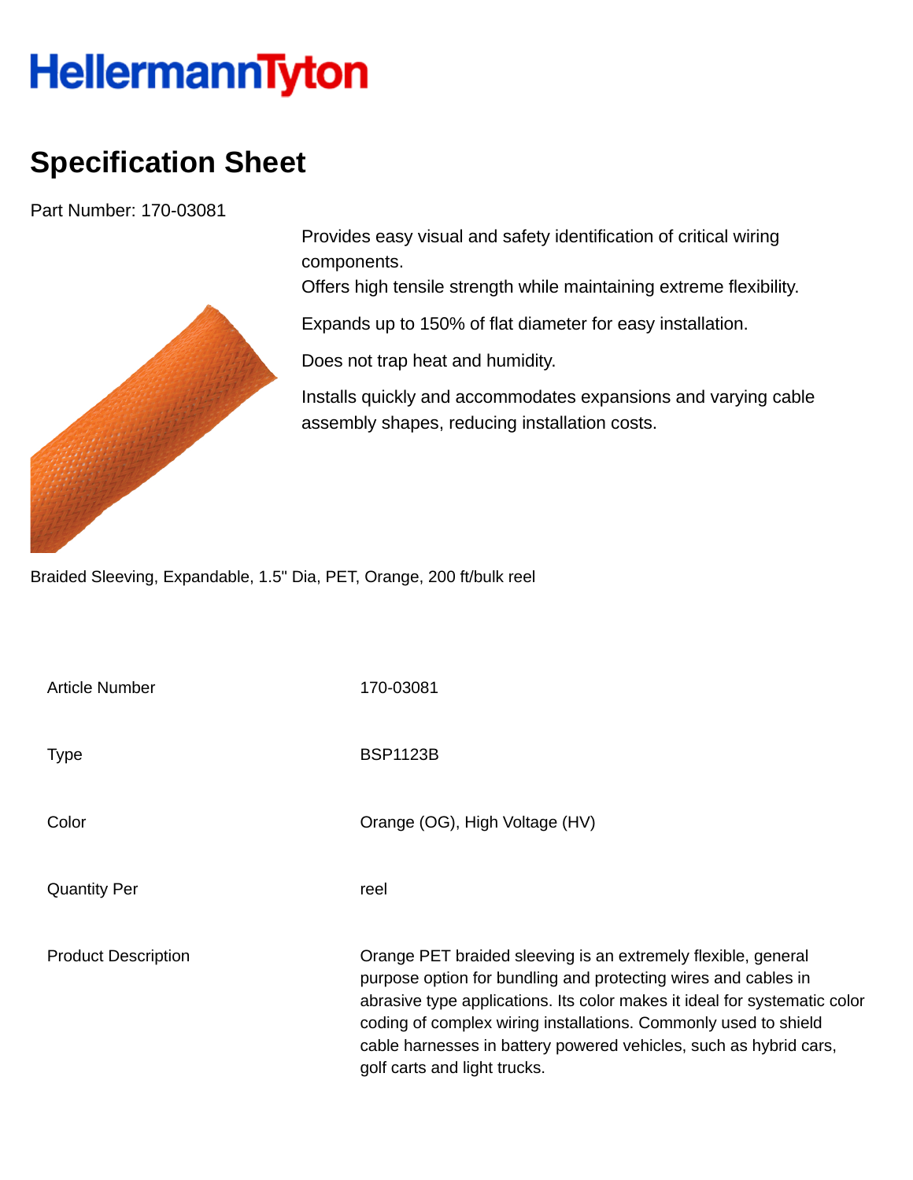# HellermannTyton

## Specification Sheet

Part Number: 170-03081

Provides easy visual and safety identification of critical wiring components.
Offers high tensile strength while maintaining extreme flexibility.

Expands up to 150% of flat diameter for easy installation.

Does not trap heat and humidity.

Installs quickly and accommodates expansions and varying cable assembly shapes, reducing installation costs.

Braided Sleeving, Expandable, 1.5" Dia, PET, Orange, 200 ft/bulk reel

| | |
|---|---|
| Article Number | 170-03081 |
| Type | BSP1123B |
| Color | Orange (OG), High Voltage (HV) |
| Quantity Per | reel |
| Product Description | Orange PET braided sleeving is an extremely flexible, general purpose option for bundling and protecting wires and cables in abrasive type applications. Its color makes it ideal for systematic color coding of complex wiring installations. Commonly used to shield cable harnesses in battery powered vehicles, such as hybrid cars, golf carts and light trucks. |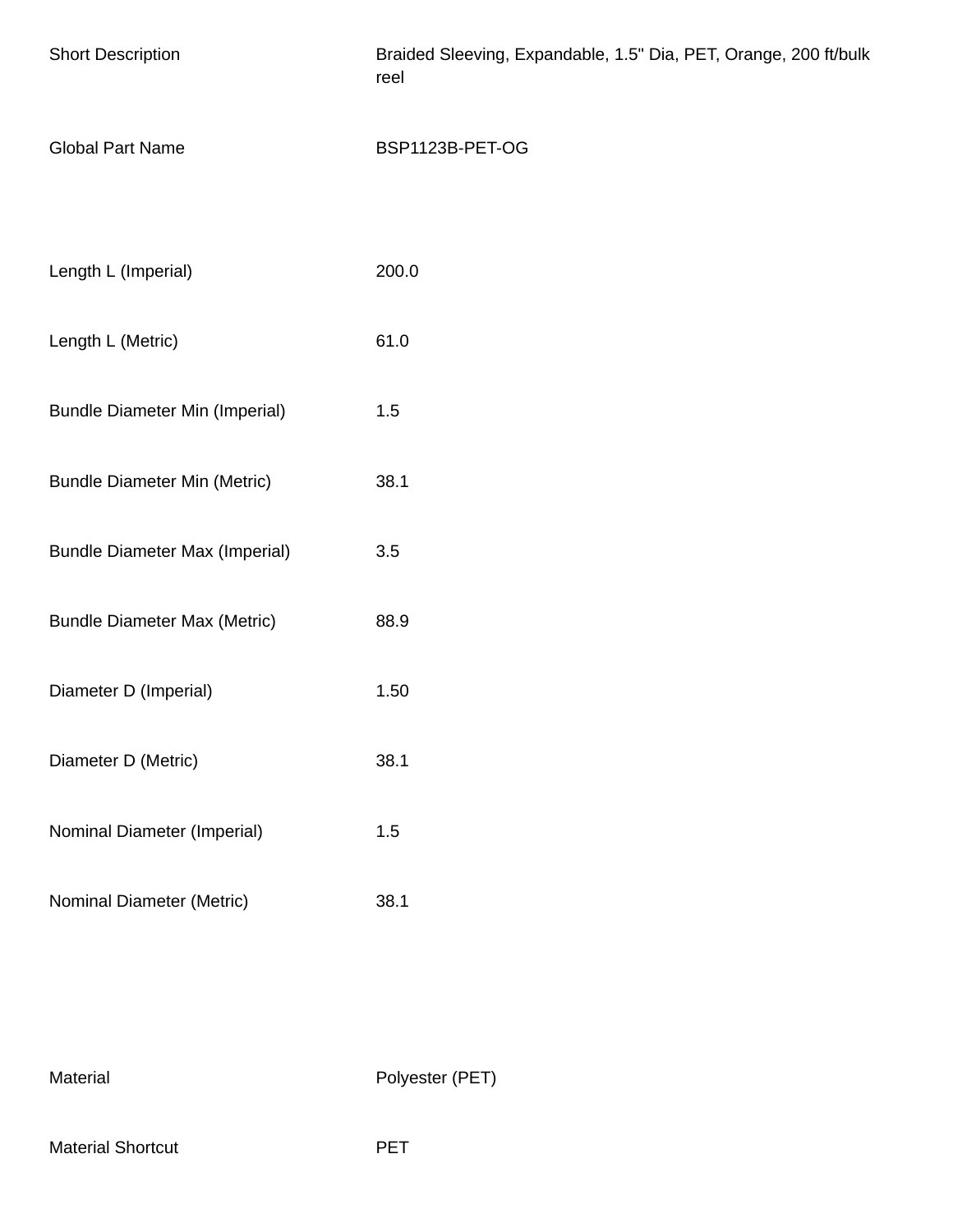| | |
|---|---|
| Short Description | Braided Sleeving, Expandable, 1.5" Dia, PET, Orange, 200 ft/bulk reel |
| Global Part Name | BSP1123B-PET-OG |

| | |
|---|---|
| Length L (Imperial) | 200.0 |
| Length L (Metric) | 61.0 |
| Bundle Diameter Min (Imperial) | 1.5 |
| Bundle Diameter Min (Metric) | 38.1 |
| Bundle Diameter Max (Imperial) | 3.5 |
| Bundle Diameter Max (Metric) | 88.9 |
| Diameter D (Imperial) | 1.50 |
| Diameter D (Metric) | 38.1 |
| Nominal Diameter (Imperial) | 1.5 |
| Nominal Diameter (Metric) | 38.1 |

| | |
|---|---|
| Material | Polyester (PET) |
| Material Shortcut | PET |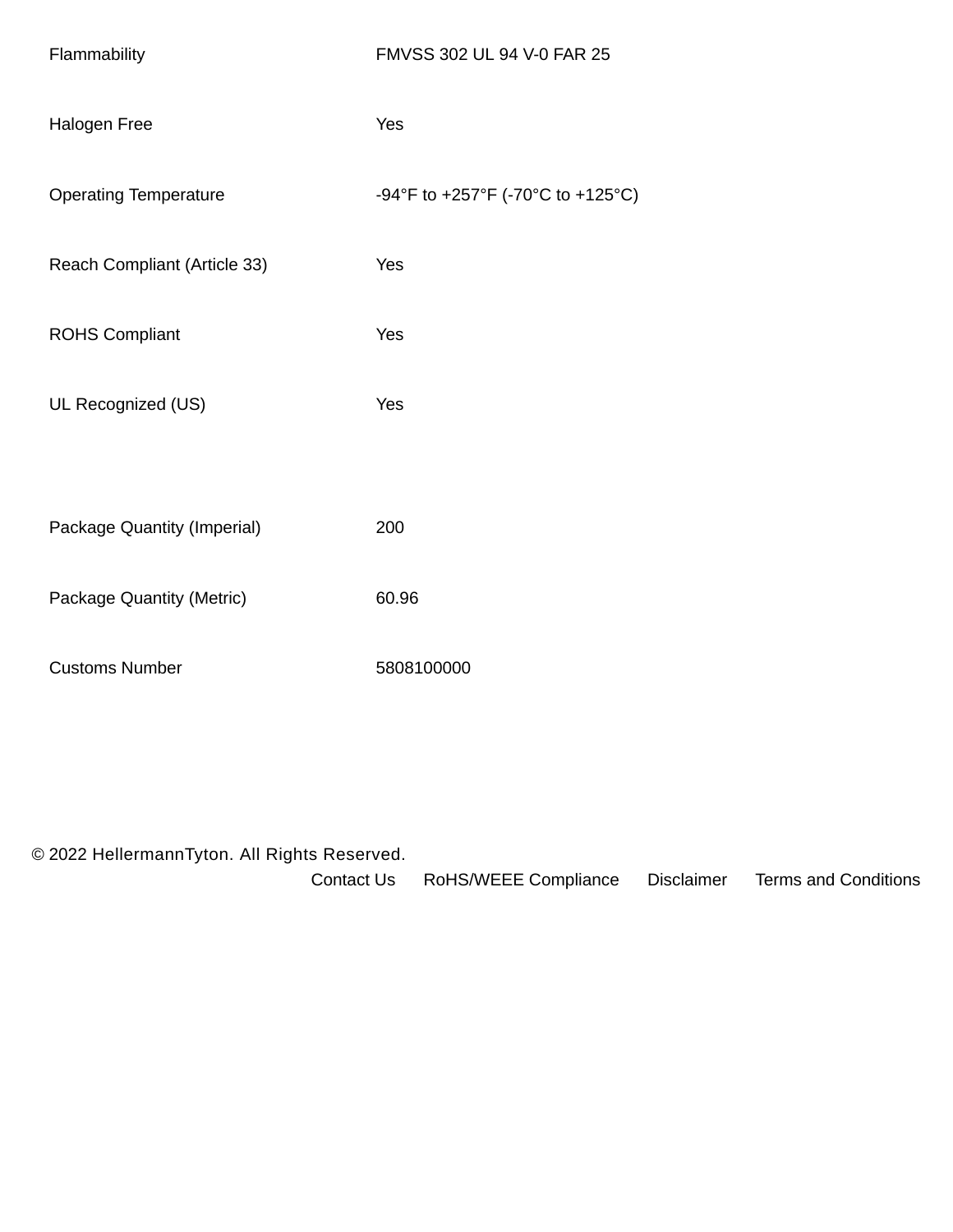| | |
|---|---|
| Flammability | FMVSS 302 UL 94 V-0 FAR 25 |
| Halogen Free | Yes |
| Operating Temperature | -94°F to +257°F (-70°C to +125°C) |
| Reach Compliant (Article 33) | Yes |
| ROHS Compliant | Yes |
| UL Recognized (US) | Yes |

| | |
|---|---|
| Package Quantity (Imperial) | 200 |
| Package Quantity (Metric) | 60.96 |
| Customs Number | 5808100000 |

© 2022 HellermannTyton. All Rights Reserved.

Contact Us RoHS/WEEE Compliance Disclaimer Terms and Conditions